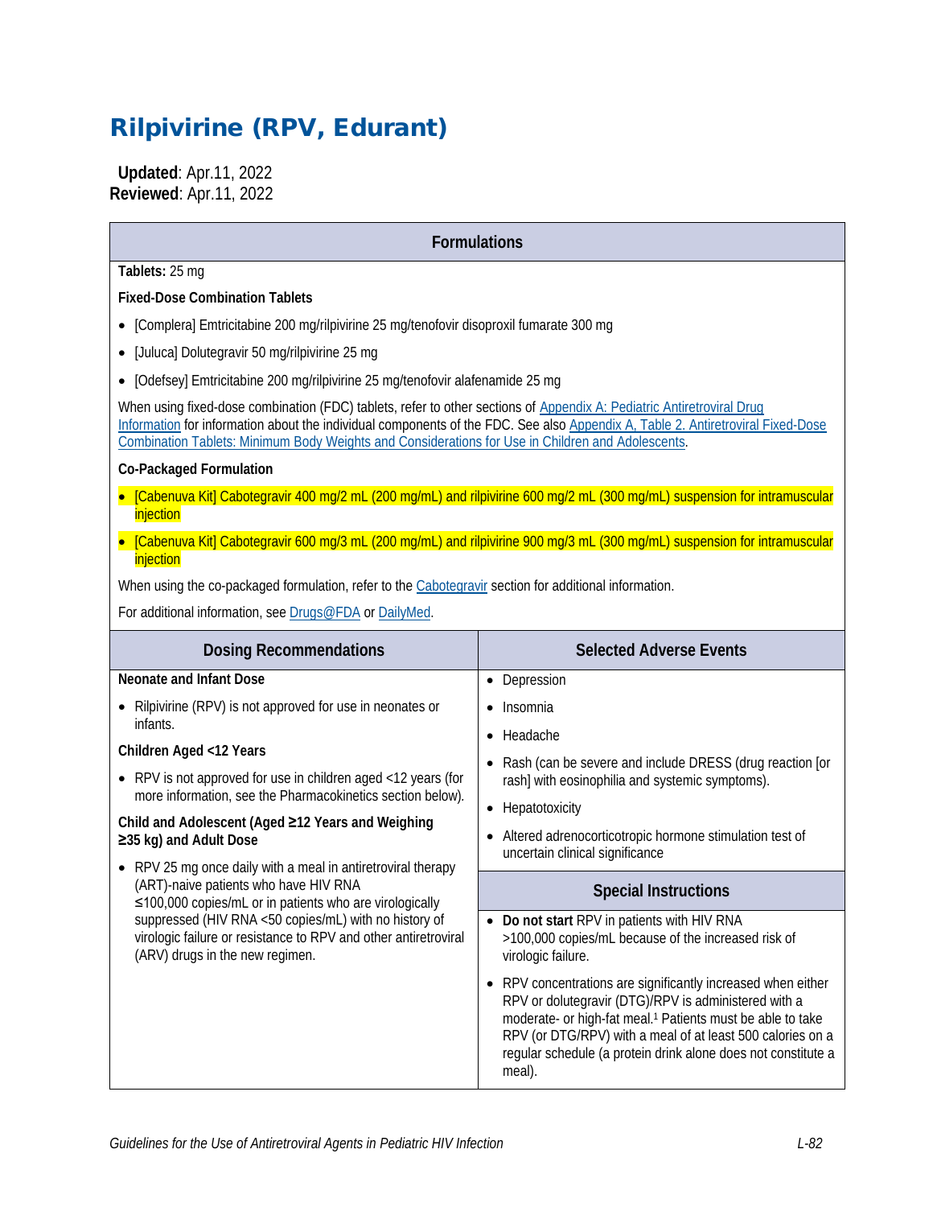# Rilpivirine (RPV, Edurant)

**Updated**: Apr.11, 2022
**Reviewed**: Apr.11, 2022

## Formulations

**Tablets:** 25 mg

**Fixed-Dose Combination Tablets**

- [Complera] Emtricitabine 200 mg/rilpivirine 25 mg/tenofovir disoproxil fumarate 300 mg
- [Juluca] Dolutegravir 50 mg/rilpivirine 25 mg
- [Odefsey] Emtricitabine 200 mg/rilpivirine 25 mg/tenofovir alafenamide 25 mg

When using fixed-dose combination (FDC) tablets, refer to other sections of Appendix A: Pediatric Antiretroviral Drug Information for information about the individual components of the FDC. See also Appendix A, Table 2. Antiretroviral Fixed-Dose Combination Tablets: Minimum Body Weights and Considerations for Use in Children and Adolescents.

**Co-Packaged Formulation**

- [Cabenuva Kit] Cabotegravir 400 mg/2 mL (200 mg/mL) and rilpivirine 600 mg/2 mL (300 mg/mL) suspension for intramuscular injection
- [Cabenuva Kit] Cabotegravir 600 mg/3 mL (200 mg/mL) and rilpivirine 900 mg/3 mL (300 mg/mL) suspension for intramuscular injection

When using the co-packaged formulation, refer to the Cabotegravir section for additional information.

For additional information, see Drugs@FDA or DailyMed.

## Dosing Recommendations

**Neonate and Infant Dose**

- Rilpivirine (RPV) is not approved for use in neonates or infants.

**Children Aged <12 Years**

- RPV is not approved for use in children aged <12 years (for more information, see the Pharmacokinetics section below).

**Child and Adolescent (Aged ≥12 Years and Weighing ≥35 kg) and Adult Dose**

- RPV 25 mg once daily with a meal in antiretroviral therapy (ART)-naive patients who have HIV RNA ≤100,000 copies/mL or in patients who are virologically suppressed (HIV RNA <50 copies/mL) with no history of virologic failure or resistance to RPV and other antiretroviral (ARV) drugs in the new regimen.

## Selected Adverse Events

- Depression
- Insomnia
- Headache
- Rash (can be severe and include DRESS (drug reaction [or rash] with eosinophilia and systemic symptoms).
- Hepatotoxicity
- Altered adrenocorticotropic hormone stimulation test of uncertain clinical significance

## Special Instructions

- **Do not start** RPV in patients with HIV RNA >100,000 copies/mL because of the increased risk of virologic failure.
- RPV concentrations are significantly increased when either RPV or dolutegravir (DTG)/RPV is administered with a moderate- or high-fat meal.[1] Patients must be able to take RPV (or DTG/RPV) with a meal of at least 500 calories on a regular schedule (a protein drink alone does not constitute a meal).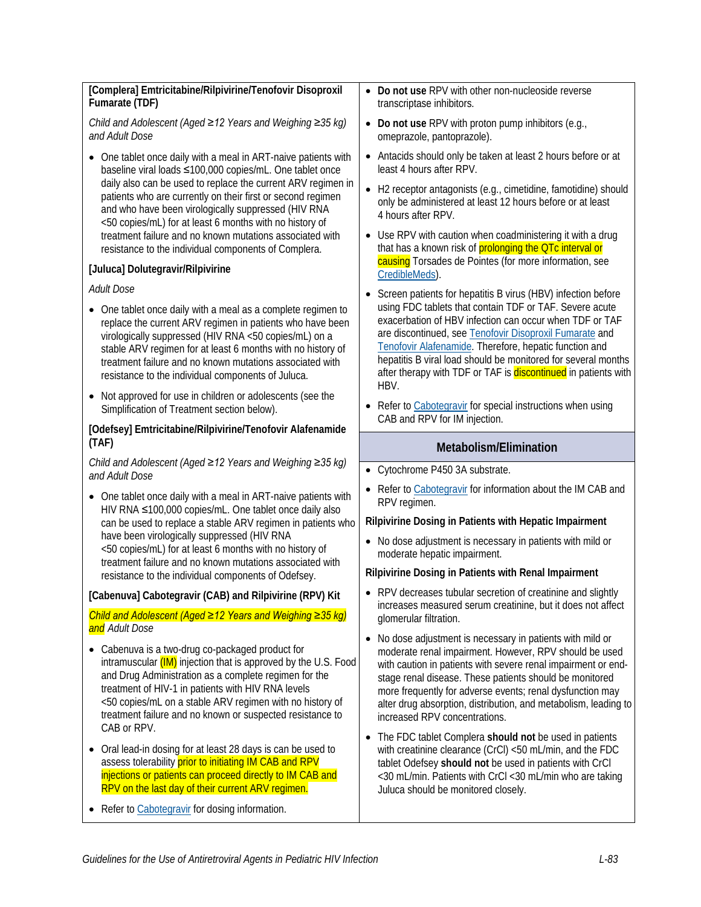**[Complera] Emtricitabine/Rilpivirine/Tenofovir Disoproxil Fumarate (TDF)**

*Child and Adolescent (Aged ≥12 Years and Weighing ≥35 kg) and Adult Dose*

- One tablet once daily with a meal in ART-naive patients with baseline viral loads ≤100,000 copies/mL. One tablet once daily also can be used to replace the current ARV regimen in patients who are currently on their first or second regimen and who have been virologically suppressed (HIV RNA <50 copies/mL) for at least 6 months with no history of treatment failure and no known mutations associated with resistance to the individual components of Complera.

**[Juluca] Dolutegravir/Rilpivirine**

*Adult Dose*

- One tablet once daily with a meal as a complete regimen to replace the current ARV regimen in patients who have been virologically suppressed (HIV RNA <50 copies/mL) on a stable ARV regimen for at least 6 months with no history of treatment failure and no known mutations associated with resistance to the individual components of Juluca.
- Not approved for use in children or adolescents (see the Simplification of Treatment section below).

**[Odefsey] Emtricitabine/Rilpivirine/Tenofovir Alafenamide (TAF)**

*Child and Adolescent (Aged ≥12 Years and Weighing ≥35 kg) and Adult Dose*

- One tablet once daily with a meal in ART-naive patients with HIV RNA ≤100,000 copies/mL. One tablet once daily also can be used to replace a stable ARV regimen in patients who have been virologically suppressed (HIV RNA <50 copies/mL) for at least 6 months with no history of treatment failure and no known mutations associated with resistance to the individual components of Odefsey.

**[Cabenuva] Cabotegravir (CAB) and Rilpivirine (RPV) Kit**

*Child and Adolescent (Aged ≥12 Years and Weighing ≥35 kg) and Adult Dose*

- Cabenuva is a two-drug co-packaged product for intramuscular (IM) injection that is approved by the U.S. Food and Drug Administration as a complete regimen for the treatment of HIV-1 in patients with HIV RNA levels <50 copies/mL on a stable ARV regimen with no history of treatment failure and no known or suspected resistance to CAB or RPV.
- Oral lead-in dosing for at least 28 days is can be used to assess tolerability prior to initiating IM CAB and RPV injections or patients can proceed directly to IM CAB and RPV on the last day of their current ARV regimen.
- Refer to Cabotegravir for dosing information.

- **Do not use** RPV with other non-nucleoside reverse transcriptase inhibitors.
- **Do not use** RPV with proton pump inhibitors (e.g., omeprazole, pantoprazole).
- Antacids should only be taken at least 2 hours before or at least 4 hours after RPV.
- H2 receptor antagonists (e.g., cimetidine, famotidine) should only be administered at least 12 hours before or at least 4 hours after RPV.
- Use RPV with caution when coadministering it with a drug that has a known risk of prolonging the QTc interval or causing Torsades de Pointes (for more information, see CredibleMeds).
- Screen patients for hepatitis B virus (HBV) infection before using FDC tablets that contain TDF or TAF. Severe acute exacerbation of HBV infection can occur when TDF or TAF are discontinued, see Tenofovir Disoproxil Fumarate and Tenofovir Alafenamide. Therefore, hepatic function and hepatitis B viral load should be monitored for several months after therapy with TDF or TAF is discontinued in patients with HBV.
- Refer to Cabotegravir for special instructions when using CAB and RPV for IM injection.

## Metabolism/Elimination

- Cytochrome P450 3A substrate.
- Refer to Cabotegravir for information about the IM CAB and RPV regimen.

**Rilpivirine Dosing in Patients with Hepatic Impairment**

- No dose adjustment is necessary in patients with mild or moderate hepatic impairment.

**Rilpivirine Dosing in Patients with Renal Impairment**

- RPV decreases tubular secretion of creatinine and slightly increases measured serum creatinine, but it does not affect glomerular filtration.
- No dose adjustment is necessary in patients with mild or moderate renal impairment. However, RPV should be used with caution in patients with severe renal impairment or end-stage renal disease. These patients should be monitored more frequently for adverse events; renal dysfunction may alter drug absorption, distribution, and metabolism, leading to increased RPV concentrations.
- The FDC tablet Complera **should not** be used in patients with creatinine clearance (CrCl) <50 mL/min, and the FDC tablet Odefsey **should not** be used in patients with CrCl <30 mL/min. Patients with CrCl <30 mL/min who are taking Juluca should be monitored closely.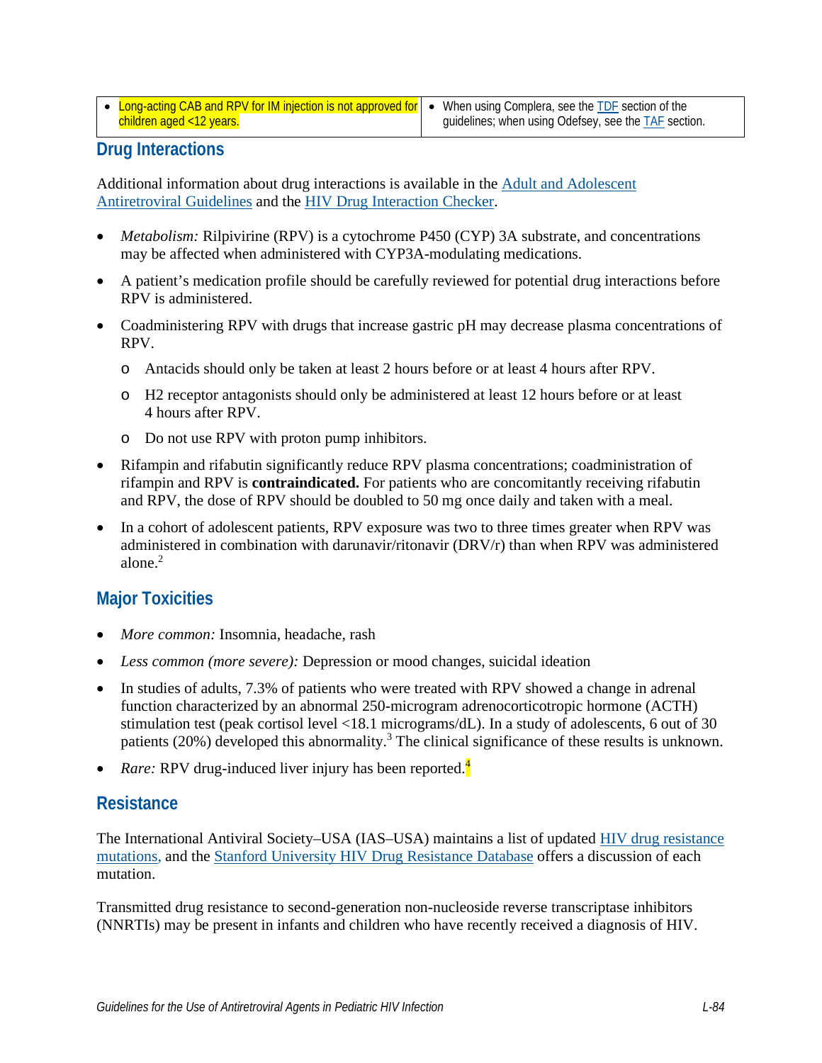| | |
|---|---|
| • Long-acting CAB and RPV for IM injection is not approved for children aged <12 years. | • When using Complera, see the TDF section of the guidelines; when using Odefsey, see the TAF section. |

## Drug Interactions

Additional information about drug interactions is available in the Adult and Adolescent Antiretroviral Guidelines and the HIV Drug Interaction Checker.

- *Metabolism:* Rilpivirine (RPV) is a cytochrome P450 (CYP) 3A substrate, and concentrations may be affected when administered with CYP3A-modulating medications.
- A patient's medication profile should be carefully reviewed for potential drug interactions before RPV is administered.
- Coadministering RPV with drugs that increase gastric pH may decrease plasma concentrations of RPV.
  - Antacids should only be taken at least 2 hours before or at least 4 hours after RPV.
  - H2 receptor antagonists should only be administered at least 12 hours before or at least 4 hours after RPV.
  - Do not use RPV with proton pump inhibitors.
- Rifampin and rifabutin significantly reduce RPV plasma concentrations; coadministration of rifampin and RPV is **contraindicated.** For patients who are concomitantly receiving rifabutin and RPV, the dose of RPV should be doubled to 50 mg once daily and taken with a meal.
- In a cohort of adolescent patients, RPV exposure was two to three times greater when RPV was administered in combination with darunavir/ritonavir (DRV/r) than when RPV was administered alone.[2]

## Major Toxicities

- *More common:* Insomnia, headache, rash
- *Less common (more severe):* Depression or mood changes, suicidal ideation
- In studies of adults, 7.3% of patients who were treated with RPV showed a change in adrenal function characterized by an abnormal 250-microgram adrenocorticotropic hormone (ACTH) stimulation test (peak cortisol level <18.1 micrograms/dL). In a study of adolescents, 6 out of 30 patients (20%) developed this abnormality.[3] The clinical significance of these results is unknown.
- *Rare:* RPV drug-induced liver injury has been reported.[4]

## Resistance

The International Antiviral Society–USA (IAS–USA) maintains a list of updated HIV drug resistance mutations, and the Stanford University HIV Drug Resistance Database offers a discussion of each mutation.

Transmitted drug resistance to second-generation non-nucleoside reverse transcriptase inhibitors (NNRTIs) may be present in infants and children who have recently received a diagnosis of HIV.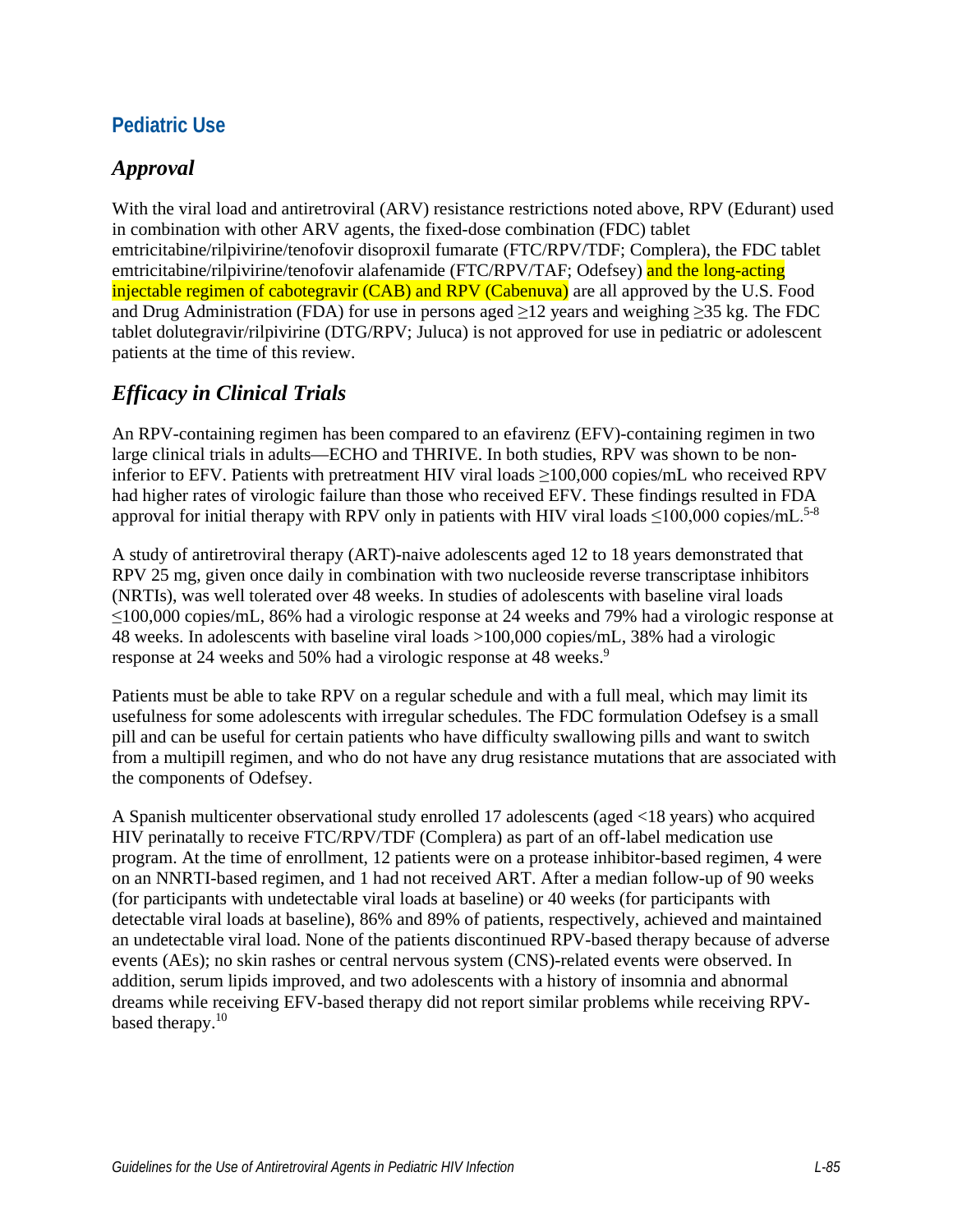## Pediatric Use

### *Approval*

With the viral load and antiretroviral (ARV) resistance restrictions noted above, RPV (Edurant) used in combination with other ARV agents, the fixed-dose combination (FDC) tablet emtricitabine/rilpivirine/tenofovir disoproxil fumarate (FTC/RPV/TDF; Complera), the FDC tablet emtricitabine/rilpivirine/tenofovir alafenamide (FTC/RPV/TAF; Odefsey) and the long-acting injectable regimen of cabotegravir (CAB) and RPV (Cabenuva) are all approved by the U.S. Food and Drug Administration (FDA) for use in persons aged ≥12 years and weighing ≥35 kg. The FDC tablet dolutegravir/rilpivirine (DTG/RPV; Juluca) is not approved for use in pediatric or adolescent patients at the time of this review.

### *Efficacy in Clinical Trials*

An RPV-containing regimen has been compared to an efavirenz (EFV)-containing regimen in two large clinical trials in adults—ECHO and THRIVE. In both studies, RPV was shown to be non-inferior to EFV. Patients with pretreatment HIV viral loads ≥100,000 copies/mL who received RPV had higher rates of virologic failure than those who received EFV. These findings resulted in FDA approval for initial therapy with RPV only in patients with HIV viral loads ≤100,000 copies/mL.[5-8]

A study of antiretroviral therapy (ART)-naive adolescents aged 12 to 18 years demonstrated that RPV 25 mg, given once daily in combination with two nucleoside reverse transcriptase inhibitors (NRTIs), was well tolerated over 48 weeks. In studies of adolescents with baseline viral loads ≤100,000 copies/mL, 86% had a virologic response at 24 weeks and 79% had a virologic response at 48 weeks. In adolescents with baseline viral loads >100,000 copies/mL, 38% had a virologic response at 24 weeks and 50% had a virologic response at 48 weeks.[9]

Patients must be able to take RPV on a regular schedule and with a full meal, which may limit its usefulness for some adolescents with irregular schedules. The FDC formulation Odefsey is a small pill and can be useful for certain patients who have difficulty swallowing pills and want to switch from a multipill regimen, and who do not have any drug resistance mutations that are associated with the components of Odefsey.

A Spanish multicenter observational study enrolled 17 adolescents (aged <18 years) who acquired HIV perinatally to receive FTC/RPV/TDF (Complera) as part of an off-label medication use program. At the time of enrollment, 12 patients were on a protease inhibitor-based regimen, 4 were on an NNRTI-based regimen, and 1 had not received ART. After a median follow-up of 90 weeks (for participants with undetectable viral loads at baseline) or 40 weeks (for participants with detectable viral loads at baseline), 86% and 89% of patients, respectively, achieved and maintained an undetectable viral load. None of the patients discontinued RPV-based therapy because of adverse events (AEs); no skin rashes or central nervous system (CNS)-related events were observed. In addition, serum lipids improved, and two adolescents with a history of insomnia and abnormal dreams while receiving EFV-based therapy did not report similar problems while receiving RPV-based therapy.[10]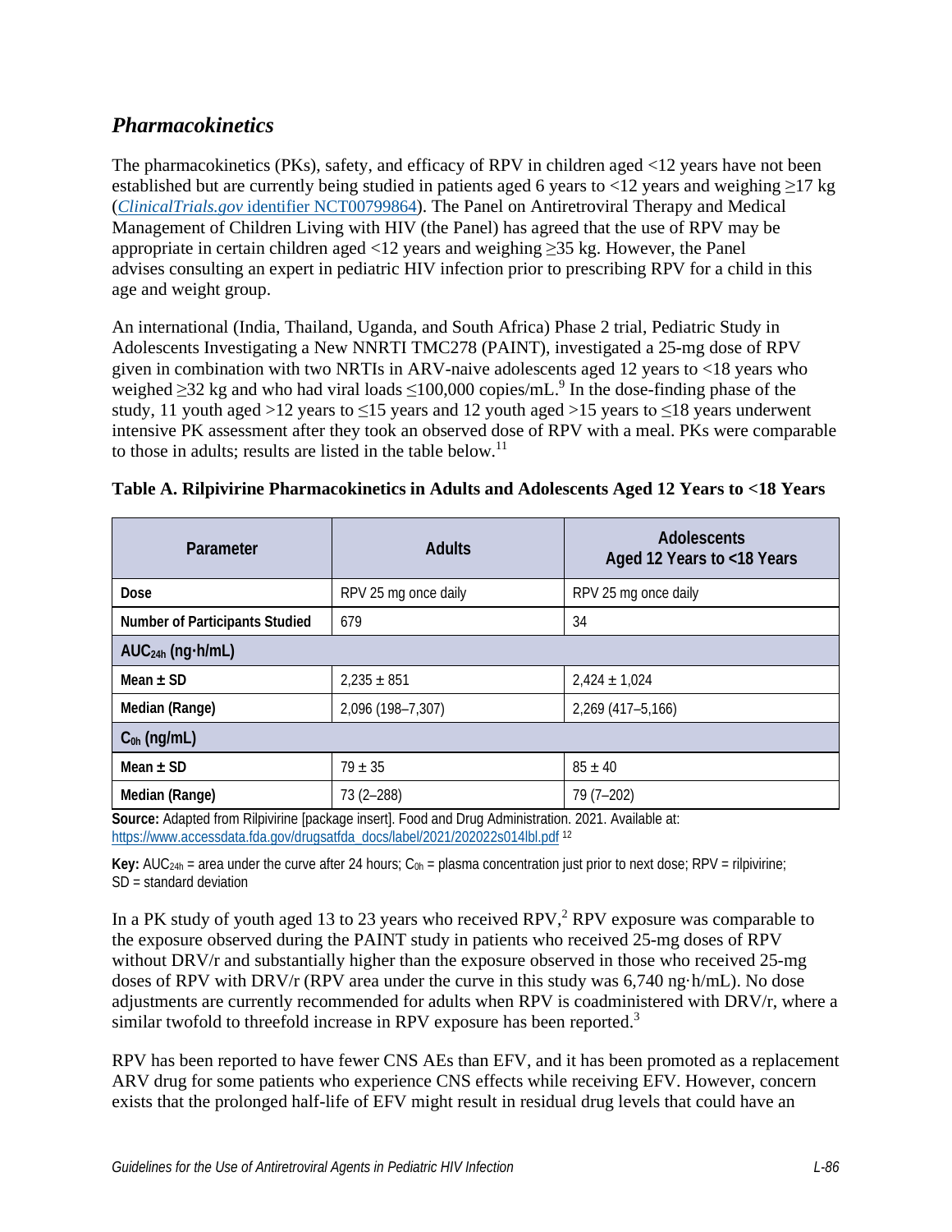## *Pharmacokinetics*

The pharmacokinetics (PKs), safety, and efficacy of RPV in children aged <12 years have not been established but are currently being studied in patients aged 6 years to <12 years and weighing ≥17 kg (*ClinicalTrials.gov* identifier NCT00799864). The Panel on Antiretroviral Therapy and Medical Management of Children Living with HIV (the Panel) has agreed that the use of RPV may be appropriate in certain children aged <12 years and weighing ≥35 kg. However, the Panel advises consulting an expert in pediatric HIV infection prior to prescribing RPV for a child in this age and weight group.

An international (India, Thailand, Uganda, and South Africa) Phase 2 trial, Pediatric Study in Adolescents Investigating a New NNRTI TMC278 (PAINT), investigated a 25-mg dose of RPV given in combination with two NRTIs in ARV-naive adolescents aged 12 years to <18 years who weighed ≥32 kg and who had viral loads ≤100,000 copies/mL.[9] In the dose-finding phase of the study, 11 youth aged >12 years to ≤15 years and 12 youth aged >15 years to ≤18 years underwent intensive PK assessment after they took an observed dose of RPV with a meal. PKs were comparable to those in adults; results are listed in the table below.[11]

**Table A. Rilpivirine Pharmacokinetics in Adults and Adolescents Aged 12 Years to <18 Years**

| Parameter | Adults | Adolescents Aged 12 Years to <18 Years |
|---|---|---|
| **Dose** | RPV 25 mg once daily | RPV 25 mg once daily |
| **Number of Participants Studied** | 679 | 34 |
| **$AUC_{24h}$ (ng·h/mL)** | | |
| **Mean ± SD** | 2,235 ± 851 | 2,424 ± 1,024 |
| **Median (Range)** | 2,096 (198–7,307) | 2,269 (417–5,166) |
| **$C_{0h}$ (ng/mL)** | | |
| **Mean ± SD** | 79 ± 35 | 85 ± 40 |
| **Median (Range)** | 73 (2–288) | 79 (7–202) |

**Source:** Adapted from Rilpivirine [package insert]. Food and Drug Administration. 2021. Available at: https://www.accessdata.fda.gov/drugsatfda_docs/label/2021/202022s014lbl.pdf [12]

**Key:** $AUC_{24h}$ = area under the curve after 24 hours; $C_{0h}$ = plasma concentration just prior to next dose; RPV = rilpivirine; SD = standard deviation

In a PK study of youth aged 13 to 23 years who received RPV,[2] RPV exposure was comparable to the exposure observed during the PAINT study in patients who received 25-mg doses of RPV without DRV/r and substantially higher than the exposure observed in those who received 25-mg doses of RPV with DRV/r (RPV area under the curve in this study was 6,740 ng·h/mL). No dose adjustments are currently recommended for adults when RPV is coadministered with DRV/r, where a similar twofold to threefold increase in RPV exposure has been reported.[3]

RPV has been reported to have fewer CNS AEs than EFV, and it has been promoted as a replacement ARV drug for some patients who experience CNS effects while receiving EFV. However, concern exists that the prolonged half-life of EFV might result in residual drug levels that could have an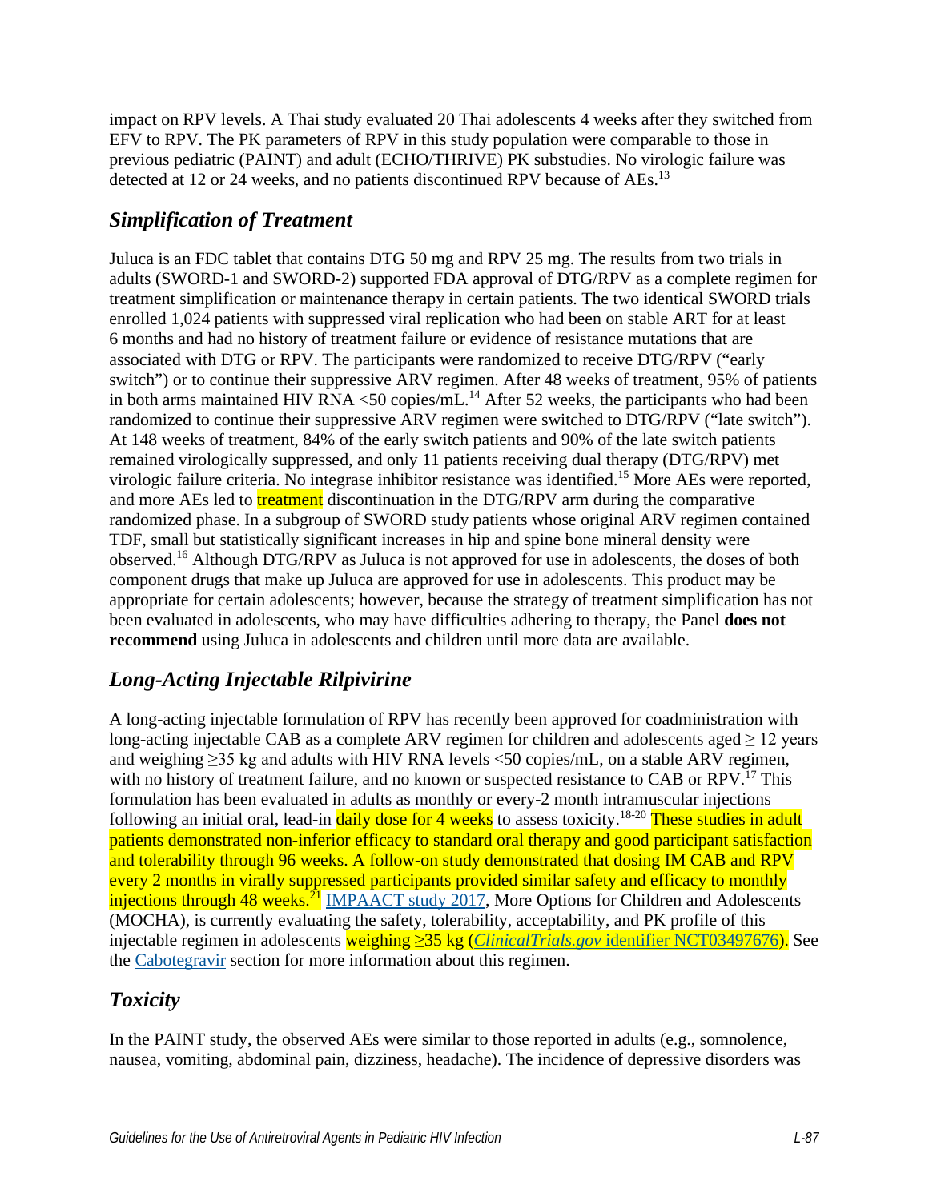impact on RPV levels. A Thai study evaluated 20 Thai adolescents 4 weeks after they switched from EFV to RPV. The PK parameters of RPV in this study population were comparable to those in previous pediatric (PAINT) and adult (ECHO/THRIVE) PK substudies. No virologic failure was detected at 12 or 24 weeks, and no patients discontinued RPV because of AEs.[13]

## *Simplification of Treatment*

Juluca is an FDC tablet that contains DTG 50 mg and RPV 25 mg. The results from two trials in adults (SWORD-1 and SWORD-2) supported FDA approval of DTG/RPV as a complete regimen for treatment simplification or maintenance therapy in certain patients. The two identical SWORD trials enrolled 1,024 patients with suppressed viral replication who had been on stable ART for at least 6 months and had no history of treatment failure or evidence of resistance mutations that are associated with DTG or RPV. The participants were randomized to receive DTG/RPV ("early switch") or to continue their suppressive ARV regimen. After 48 weeks of treatment, 95% of patients in both arms maintained HIV RNA <50 copies/mL.[14] After 52 weeks, the participants who had been randomized to continue their suppressive ARV regimen were switched to DTG/RPV ("late switch"). At 148 weeks of treatment, 84% of the early switch patients and 90% of the late switch patients remained virologically suppressed, and only 11 patients receiving dual therapy (DTG/RPV) met virologic failure criteria. No integrase inhibitor resistance was identified.[15] More AEs were reported, and more AEs led to treatment discontinuation in the DTG/RPV arm during the comparative randomized phase. In a subgroup of SWORD study patients whose original ARV regimen contained TDF, small but statistically significant increases in hip and spine bone mineral density were observed.[16] Although DTG/RPV as Juluca is not approved for use in adolescents, the doses of both component drugs that make up Juluca are approved for use in adolescents. This product may be appropriate for certain adolescents; however, because the strategy of treatment simplification has not been evaluated in adolescents, who may have difficulties adhering to therapy, the Panel **does not recommend** using Juluca in adolescents and children until more data are available.

## *Long-Acting Injectable Rilpivirine*

A long-acting injectable formulation of RPV has recently been approved for coadministration with long-acting injectable CAB as a complete ARV regimen for children and adolescents aged ≥ 12 years and weighing ≥35 kg and adults with HIV RNA levels <50 copies/mL, on a stable ARV regimen, with no history of treatment failure, and no known or suspected resistance to CAB or RPV.[17] This formulation has been evaluated in adults as monthly or every-2 month intramuscular injections following an initial oral, lead-in daily dose for 4 weeks to assess toxicity.[18-20] These studies in adult patients demonstrated non-inferior efficacy to standard oral therapy and good participant satisfaction and tolerability through 96 weeks. A follow-on study demonstrated that dosing IM CAB and RPV every 2 months in virally suppressed participants provided similar safety and efficacy to monthly injections through 48 weeks.[21] IMPAACT study 2017, More Options for Children and Adolescents (MOCHA), is currently evaluating the safety, tolerability, acceptability, and PK profile of this injectable regimen in adolescents weighing ≥35 kg (*ClinicalTrials.gov* identifier NCT03497676). See the Cabotegravir section for more information about this regimen.

## *Toxicity*

In the PAINT study, the observed AEs were similar to those reported in adults (e.g., somnolence, nausea, vomiting, abdominal pain, dizziness, headache). The incidence of depressive disorders was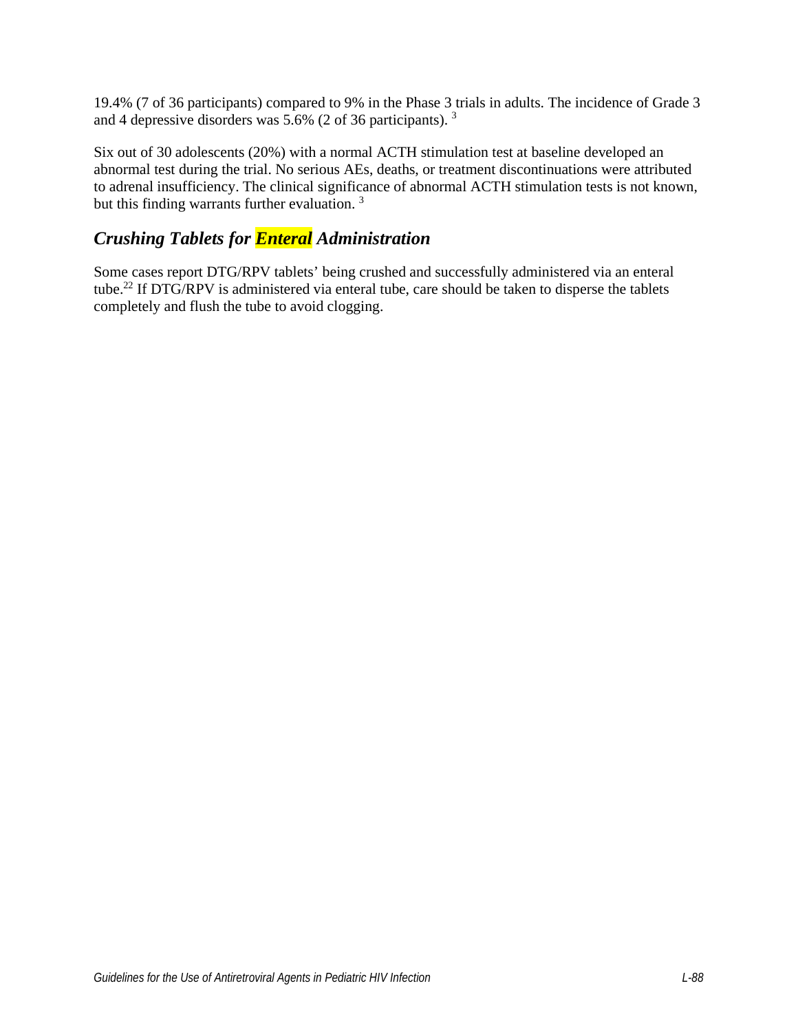19.4% (7 of 36 participants) compared to 9% in the Phase 3 trials in adults. The incidence of Grade 3 and 4 depressive disorders was 5.6% (2 of 36 participants). [3]

Six out of 30 adolescents (20%) with a normal ACTH stimulation test at baseline developed an abnormal test during the trial. No serious AEs, deaths, or treatment discontinuations were attributed to adrenal insufficiency. The clinical significance of abnormal ACTH stimulation tests is not known, but this finding warrants further evaluation. [3]

## *Crushing Tablets for Enteral Administration*

Some cases report DTG/RPV tablets' being crushed and successfully administered via an enteral tube.[22] If DTG/RPV is administered via enteral tube, care should be taken to disperse the tablets completely and flush the tube to avoid clogging.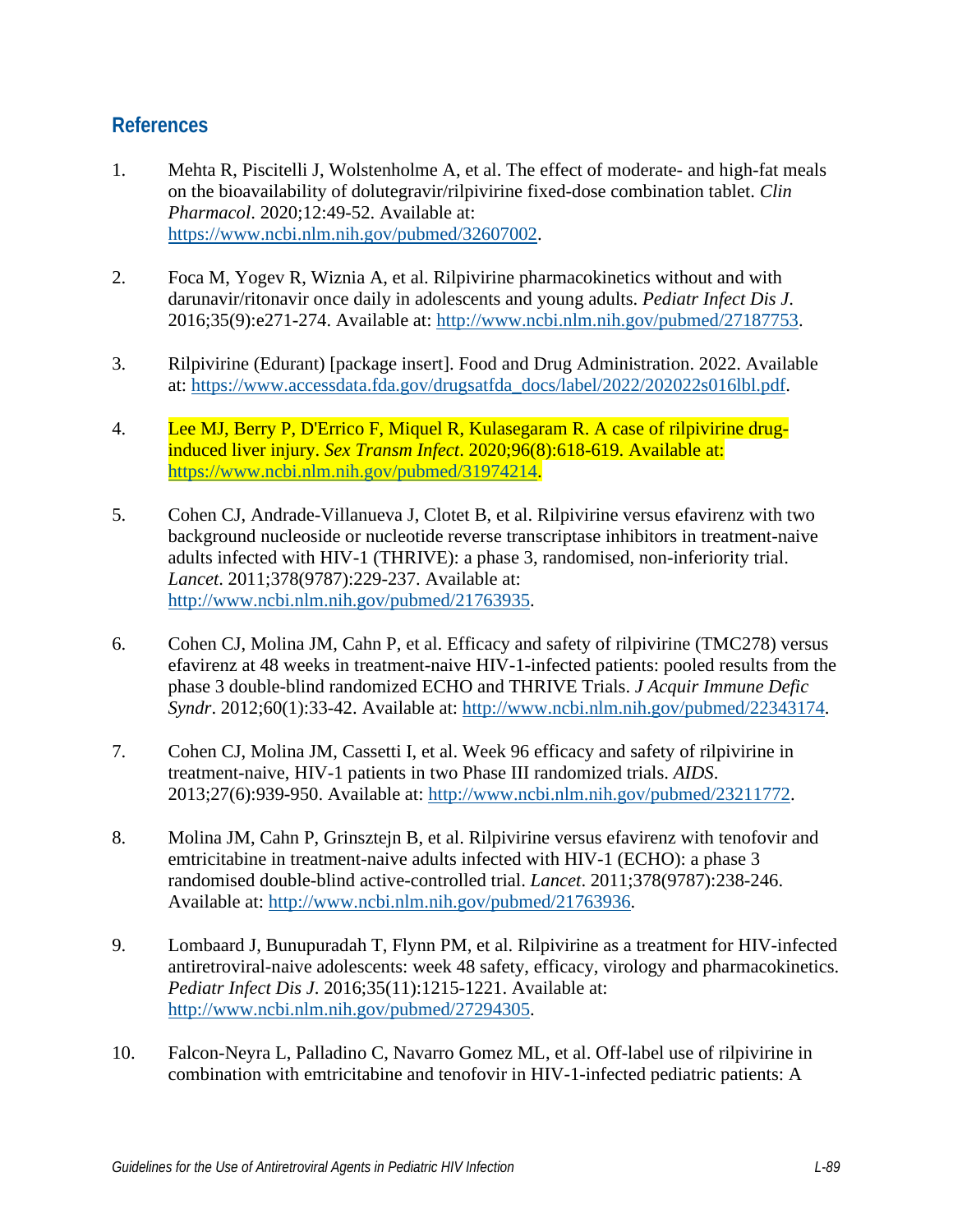## References

1. Mehta R, Piscitelli J, Wolstenholme A, et al. The effect of moderate- and high-fat meals on the bioavailability of dolutegravir/rilpivirine fixed-dose combination tablet. *Clin Pharmacol*. 2020;12:49-52. Available at: https://www.ncbi.nlm.nih.gov/pubmed/32607002.

2. Foca M, Yogev R, Wiznia A, et al. Rilpivirine pharmacokinetics without and with darunavir/ritonavir once daily in adolescents and young adults. *Pediatr Infect Dis J*. 2016;35(9):e271-274. Available at: http://www.ncbi.nlm.nih.gov/pubmed/27187753.

3. Rilpivirine (Edurant) [package insert]. Food and Drug Administration. 2022. Available at: https://www.accessdata.fda.gov/drugsatfda_docs/label/2022/202022s016lbl.pdf.

4. Lee MJ, Berry P, D'Errico F, Miquel R, Kulasegaram R. A case of rilpivirine drug-induced liver injury. *Sex Transm Infect*. 2020;96(8):618-619. Available at: https://www.ncbi.nlm.nih.gov/pubmed/31974214.

5. Cohen CJ, Andrade-Villanueva J, Clotet B, et al. Rilpivirine versus efavirenz with two background nucleoside or nucleotide reverse transcriptase inhibitors in treatment-naive adults infected with HIV-1 (THRIVE): a phase 3, randomised, non-inferiority trial. *Lancet*. 2011;378(9787):229-237. Available at: http://www.ncbi.nlm.nih.gov/pubmed/21763935.

6. Cohen CJ, Molina JM, Cahn P, et al. Efficacy and safety of rilpivirine (TMC278) versus efavirenz at 48 weeks in treatment-naive HIV-1-infected patients: pooled results from the phase 3 double-blind randomized ECHO and THRIVE Trials. *J Acquir Immune Defic Syndr*. 2012;60(1):33-42. Available at: http://www.ncbi.nlm.nih.gov/pubmed/22343174.

7. Cohen CJ, Molina JM, Cassetti I, et al. Week 96 efficacy and safety of rilpivirine in treatment-naive, HIV-1 patients in two Phase III randomized trials. *AIDS*. 2013;27(6):939-950. Available at: http://www.ncbi.nlm.nih.gov/pubmed/23211772.

8. Molina JM, Cahn P, Grinsztejn B, et al. Rilpivirine versus efavirenz with tenofovir and emtricitabine in treatment-naive adults infected with HIV-1 (ECHO): a phase 3 randomised double-blind active-controlled trial. *Lancet*. 2011;378(9787):238-246. Available at: http://www.ncbi.nlm.nih.gov/pubmed/21763936.

9. Lombaard J, Bunupuradah T, Flynn PM, et al. Rilpivirine as a treatment for HIV-infected antiretroviral-naive adolescents: week 48 safety, efficacy, virology and pharmacokinetics. *Pediatr Infect Dis J*. 2016;35(11):1215-1221. Available at: http://www.ncbi.nlm.nih.gov/pubmed/27294305.

10. Falcon-Neyra L, Palladino C, Navarro Gomez ML, et al. Off-label use of rilpivirine in combination with emtricitabine and tenofovir in HIV-1-infected pediatric patients: A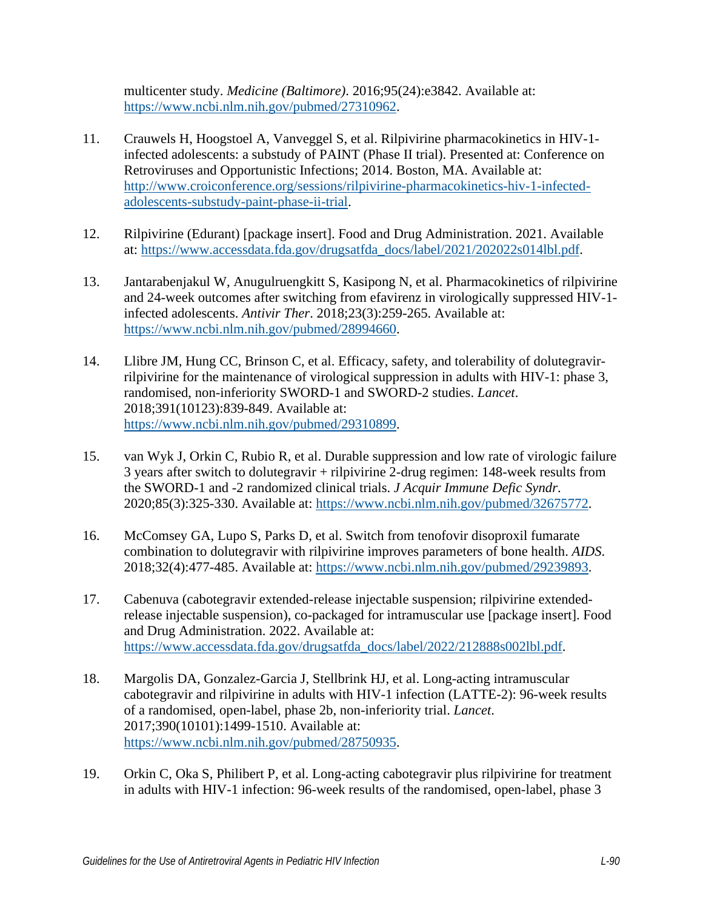multicenter study. *Medicine (Baltimore)*. 2016;95(24):e3842. Available at: https://www.ncbi.nlm.nih.gov/pubmed/27310962.

11. Crauwels H, Hoogstoel A, Vanveggel S, et al. Rilpivirine pharmacokinetics in HIV-1-infected adolescents: a substudy of PAINT (Phase II trial). Presented at: Conference on Retroviruses and Opportunistic Infections; 2014. Boston, MA. Available at: http://www.croiconference.org/sessions/rilpivirine-pharmacokinetics-hiv-1-infected-adolescents-substudy-paint-phase-ii-trial.

12. Rilpivirine (Edurant) [package insert]. Food and Drug Administration. 2021. Available at: https://www.accessdata.fda.gov/drugsatfda_docs/label/2021/202022s014lbl.pdf.

13. Jantarabenjakul W, Anugulruengkitt S, Kasipong N, et al. Pharmacokinetics of rilpivirine and 24-week outcomes after switching from efavirenz in virologically suppressed HIV-1-infected adolescents. *Antivir Ther*. 2018;23(3):259-265. Available at: https://www.ncbi.nlm.nih.gov/pubmed/28994660.

14. Llibre JM, Hung CC, Brinson C, et al. Efficacy, safety, and tolerability of dolutegravir-rilpivirine for the maintenance of virological suppression in adults with HIV-1: phase 3, randomised, non-inferiority SWORD-1 and SWORD-2 studies. *Lancet*. 2018;391(10123):839-849. Available at: https://www.ncbi.nlm.nih.gov/pubmed/29310899.

15. van Wyk J, Orkin C, Rubio R, et al. Durable suppression and low rate of virologic failure 3 years after switch to dolutegravir + rilpivirine 2-drug regimen: 148-week results from the SWORD-1 and -2 randomized clinical trials. *J Acquir Immune Defic Syndr*. 2020;85(3):325-330. Available at: https://www.ncbi.nlm.nih.gov/pubmed/32675772.

16. McComsey GA, Lupo S, Parks D, et al. Switch from tenofovir disoproxil fumarate combination to dolutegravir with rilpivirine improves parameters of bone health. *AIDS*. 2018;32(4):477-485. Available at: https://www.ncbi.nlm.nih.gov/pubmed/29239893.

17. Cabenuva (cabotegravir extended-release injectable suspension; rilpivirine extended-release injectable suspension), co-packaged for intramuscular use [package insert]. Food and Drug Administration. 2022. Available at: https://www.accessdata.fda.gov/drugsatfda_docs/label/2022/212888s002lbl.pdf.

18. Margolis DA, Gonzalez-Garcia J, Stellbrink HJ, et al. Long-acting intramuscular cabotegravir and rilpivirine in adults with HIV-1 infection (LATTE-2): 96-week results of a randomised, open-label, phase 2b, non-inferiority trial. *Lancet*. 2017;390(10101):1499-1510. Available at: https://www.ncbi.nlm.nih.gov/pubmed/28750935.

19. Orkin C, Oka S, Philibert P, et al. Long-acting cabotegravir plus rilpivirine for treatment in adults with HIV-1 infection: 96-week results of the randomised, open-label, phase 3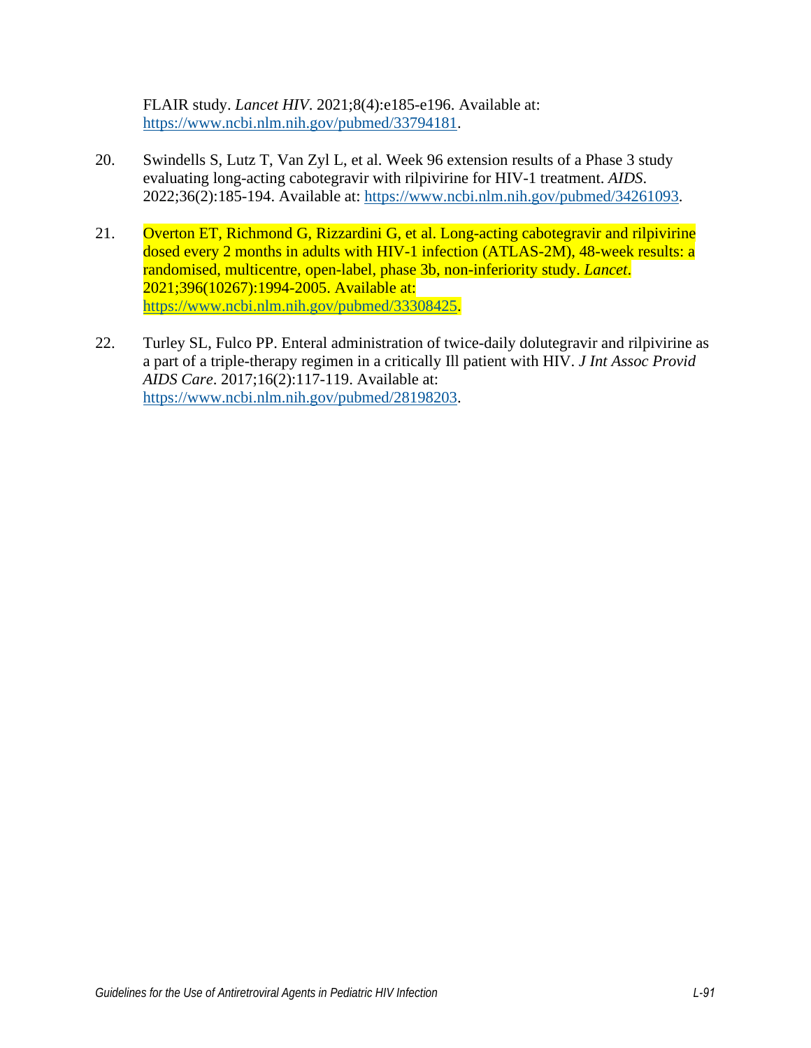FLAIR study. *Lancet HIV*. 2021;8(4):e185-e196. Available at: https://www.ncbi.nlm.nih.gov/pubmed/33794181.

20. Swindells S, Lutz T, Van Zyl L, et al. Week 96 extension results of a Phase 3 study evaluating long-acting cabotegravir with rilpivirine for HIV-1 treatment. *AIDS*. 2022;36(2):185-194. Available at: https://www.ncbi.nlm.nih.gov/pubmed/34261093.

21. Overton ET, Richmond G, Rizzardini G, et al. Long-acting cabotegravir and rilpivirine dosed every 2 months in adults with HIV-1 infection (ATLAS-2M), 48-week results: a randomised, multicentre, open-label, phase 3b, non-inferiority study. *Lancet*. 2021;396(10267):1994-2005. Available at: https://www.ncbi.nlm.nih.gov/pubmed/33308425.

22. Turley SL, Fulco PP. Enteral administration of twice-daily dolutegravir and rilpivirine as a part of a triple-therapy regimen in a critically Ill patient with HIV. *J Int Assoc Provid AIDS Care*. 2017;16(2):117-119. Available at: https://www.ncbi.nlm.nih.gov/pubmed/28198203.